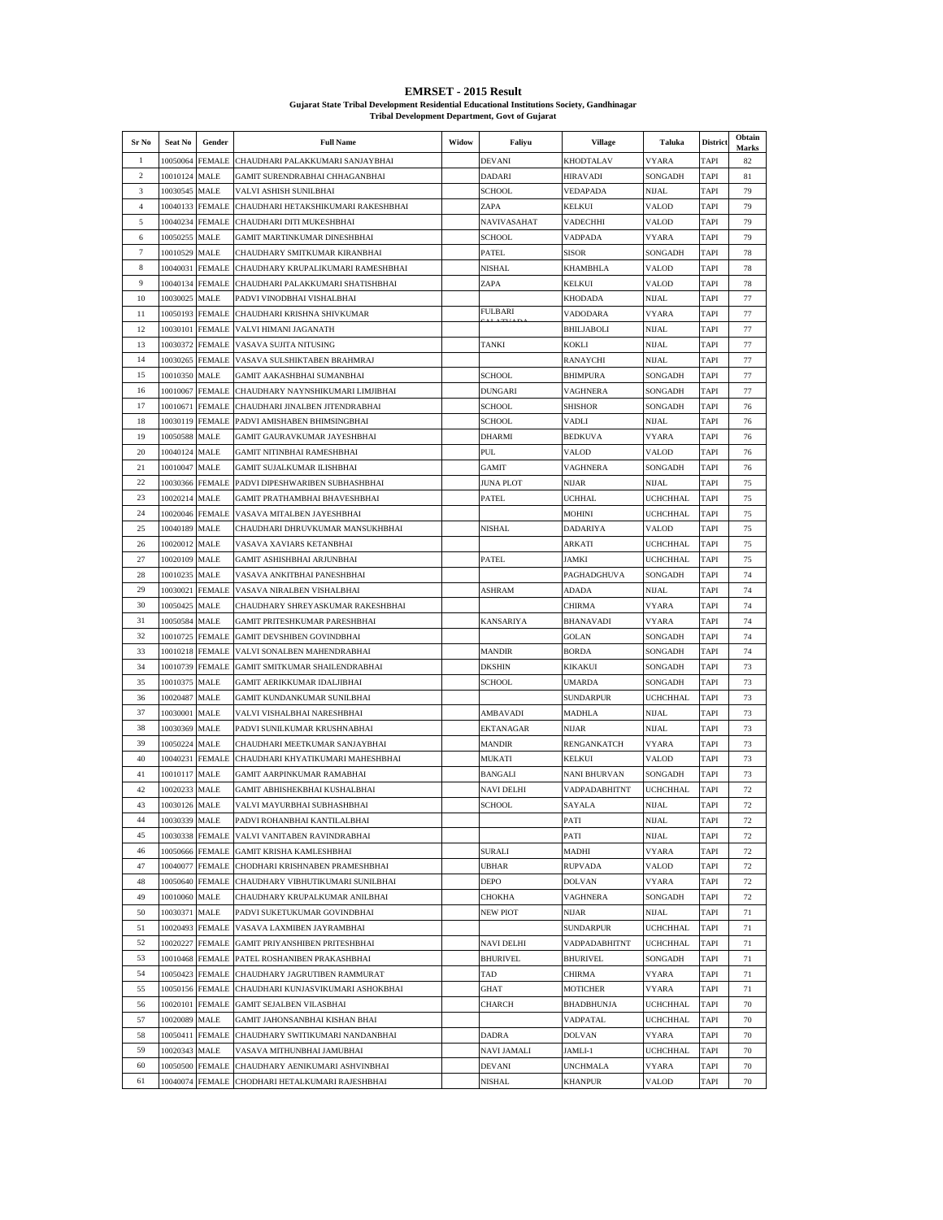# EMRSET - 2015 Result

**Gujarat State Tribal Development Residential Educational Institutions Society, Gandhinagar**

**Tribal Development Department, Govt of Gujarat**

| Sr No | Seat No | Gender | Full Name | Widow | Faliyu | Village | Taluka | District | Obtain Marks |
|---|---|---|---|---|---|---|---|---|---|
| 1 | 10050064 | FEMALE | CHAUDHARI PALAKKUMARI SANJAYBHAI | | DEVANI | KHODTALAV | VYARA | TAPI | 82 |
| 2 | 10010124 | MALE | GAMIT SURENDRABHAI CHHAGANBHAI | | DADARI | HIRAVADI | SONGADH | TAPI | 81 |
| 3 | 10030545 | MALE | VALVI ASHISH SUNILBHAI | | SCHOOL | VEDAPADA | NIJAL | TAPI | 79 |
| 4 | 10040133 | FEMALE | CHAUDHARI HETAKSHIKUMARI RAKESHBHAI | | ZAPA | KELKUI | VALOD | TAPI | 79 |
| 5 | 10040234 | FEMALE | CHAUDHARI DITI MUKESHBHAI | | NAVIVASAHAT | VADECHHI | VALOD | TAPI | 79 |
| 6 | 10050255 | MALE | GAMIT MARTINKUMAR DINESHBHAI | | SCHOOL | VADPADA | VYARA | TAPI | 79 |
| 7 | 10010529 | MALE | CHAUDHARY SMITKUMAR KIRANBHAI | | PATEL | SISOR | SONGADH | TAPI | 78 |
| 8 | 10040031 | FEMALE | CHAUDHARY KRUPALIKUMARI RAMESHBHAI | | NISHAL | KHAMBHLA | VALOD | TAPI | 78 |
| 9 | 10040134 | FEMALE | CHAUDHARI PALAKKUMARI SHATISHBHAI | | ZAPA | KELKUI | VALOD | TAPI | 78 |
| 10 | 10030025 | MALE | PADVI VINODBHAI VISHALBHAI | | | KHODADA | NIJAL | TAPI | 77 |
| 11 | 10050193 | FEMALE | CHAUDHARI KRISHNA SHIVKUMAR | | FULBARI SALATVADA | VADODARA | VYARA | TAPI | 77 |
| 12 | 10030101 | FEMALE | VALVI HIMANI JAGANATH | | | BHILJABOLI | NIJAL | TAPI | 77 |
| 13 | 10030372 | FEMALE | VASAVA SUJITA NITUSING | | TANKI | KOKLI | NIJAL | TAPI | 77 |
| 14 | 10030265 | FEMALE | VASAVA SULSHIKTABEN BRAHMRAJ | | | RANAYCHI | NIJAL | TAPI | 77 |
| 15 | 10010350 | MALE | GAMIT AAKASHBHAI SUMANBHAI | | SCHOOL | BHIMPURA | SONGADH | TAPI | 77 |
| 16 | 10010067 | FEMALE | CHAUDHARY NAYNSHIKUMARI LIMJIBHAI | | DUNGARI | VAGHNERA | SONGADH | TAPI | 77 |
| 17 | 10010671 | FEMALE | CHAUDHARI JINALBEN JITENDRABHAI | | SCHOOL | SHISHOR | SONGADH | TAPI | 76 |
| 18 | 10030119 | FEMALE | PADVI AMISHABEN BHIMSINGBHAI | | SCHOOL | VADLI | NIJAL | TAPI | 76 |
| 19 | 10050588 | MALE | GAMIT GAURAVKUMAR JAYESHBHAI | | DHARMI | BEDKUVA | VYARA | TAPI | 76 |
| 20 | 10040124 | MALE | GAMIT NITINBHAI RAMESHBHAI | | PUL | VALOD | VALOD | TAPI | 76 |
| 21 | 10010047 | MALE | GAMIT SUJALKUMAR ILISHBHAI | | GAMIT | VAGHNERA | SONGADH | TAPI | 76 |
| 22 | 10030366 | FEMALE | PADVI DIPESHWARIBEN SUBHASHBHAI | | JUNA PLOT | NIJAR | NIJAL | TAPI | 75 |
| 23 | 10020214 | MALE | GAMIT PRATHAMBHAI BHAVESHBHAI | | PATEL | UCHHAL | UCHCHHAL | TAPI | 75 |
| 24 | 10020046 | FEMALE | VASAVA MITALBEN JAYESHBHAI | | | MOHINI | UCHCHHAL | TAPI | 75 |
| 25 | 10040189 | MALE | CHAUDHARI DHRUVKUMAR MANSUKHBHAI | | NISHAL | DADARIYA | VALOD | TAPI | 75 |
| 26 | 10020012 | MALE | VASAVA XAVIARS KETANBHAI | | | ARKATI | UCHCHHAL | TAPI | 75 |
| 27 | 10020109 | MALE | GAMIT ASHISHBHAI ARJUNBHAI | | PATEL | JAMKI | UCHCHHAL | TAPI | 75 |
| 28 | 10010235 | MALE | VASAVA ANKITBHAI PANESHBHAI | | | PAGHADGHUVA | SONGADH | TAPI | 74 |
| 29 | 10030021 | FEMALE | VASAVA NIRALBEN VISHALBHAI | | ASHRAM | ADADA | NIJAL | TAPI | 74 |
| 30 | 10050425 | MALE | CHAUDHARY SHREYASKUMAR RAKESHBHAI | | | CHIRMA | VYARA | TAPI | 74 |
| 31 | 10050584 | MALE | GAMIT PRITESHKUMAR PARESHBHAI | | KANSARIYA | BHANAVADI | VYARA | TAPI | 74 |
| 32 | 10010725 | FEMALE | GAMIT DEVSHIBEN GOVINDBHAI | | | GOLAN | SONGADH | TAPI | 74 |
| 33 | 10010218 | FEMALE | VALVI SONALBEN MAHENDRABHAI | | MANDIR | BORDA | SONGADH | TAPI | 74 |
| 34 | 10010739 | FEMALE | GAMIT SMITKUMAR SHAILENDRABHAI | | DKSHIN | KIKAKUI | SONGADH | TAPI | 73 |
| 35 | 10010375 | MALE | GAMIT AERIKKUMAR IDALJIBHAI | | SCHOOL | UMARDA | SONGADH | TAPI | 73 |
| 36 | 10020487 | MALE | GAMIT KUNDANKUMAR SUNILBHAI | | | SUNDARPUR | UCHCHHAL | TAPI | 73 |
| 37 | 10030001 | MALE | VALVI VISHALBHAI NARESHBHAI | | AMBAVADI | MADHLA | NIJAL | TAPI | 73 |
| 38 | 10030369 | MALE | PADVI SUNILKUMAR KRUSHNABHAI | | EKTANAGAR | NIJAR | NIJAL | TAPI | 73 |
| 39 | 10050224 | MALE | CHAUDHARI MEETKUMAR SANJAYBHAI | | MANDIR | RENGANKATCH | VYARA | TAPI | 73 |
| 40 | 10040231 | FEMALE | CHAUDHARI KHYATIKUMARI MAHESHBHAI | | MUKATI | KELKUI | VALOD | TAPI | 73 |
| 41 | 10010117 | MALE | GAMIT AARPINKUMAR RAMABHAI | | BANGALI | NANI BHURVAN | SONGADH | TAPI | 73 |
| 42 | 10020233 | MALE | GAMIT ABHISHEKBHAI KUSHALBHAI | | NAVI DELHI | VADPADABHITNT | UCHCHHAL | TAPI | 72 |
| 43 | 10030126 | MALE | VALVI MAYURBHAI SUBHASHBHAI | | SCHOOL | SAYALA | NIJAL | TAPI | 72 |
| 44 | 10030339 | MALE | PADVI ROHANBHAI KANTILALBHAI | | | PATI | NIJAL | TAPI | 72 |
| 45 | 10030338 | FEMALE | VALVI VANITABEN RAVINDRABHAI | | | PATI | NIJAL | TAPI | 72 |
| 46 | 10050666 | FEMALE | GAMIT KRISHA KAMLESHBHAI | | SURALI | MADHI | VYARA | TAPI | 72 |
| 47 | 10040077 | FEMALE | CHODHARI KRISHNABEN PRAMESHBHAI | | UBHAR | RUPVADA | VALOD | TAPI | 72 |
| 48 | 10050640 | FEMALE | CHAUDHARY VIBHUTIKUMARI SUNILBHAI | | DEPO | DOLVAN | VYARA | TAPI | 72 |
| 49 | 10010060 | MALE | CHAUDHARY KRUPALKUMAR ANILBHAI | | CHOKHA | VAGHNERA | SONGADH | TAPI | 72 |
| 50 | 10030371 | MALE | PADVI SUKETUKUMAR GOVINDBHAI | | NEW PIOT | NIJAR | NIJAL | TAPI | 71 |
| 51 | 10020493 | FEMALE | VASAVA LAXMIBEN JAYRAMBHAI | | | SUNDARPUR | UCHCHHAL | TAPI | 71 |
| 52 | 10020227 | FEMALE | GAMIT PRIYANSHIBEN PRITESHBHAI | | NAVI DELHI | VADPADABHITNT | UCHCHHAL | TAPI | 71 |
| 53 | 10010468 | FEMALE | PATEL ROSHANIBEN PRAKASHBHAI | | BHURIVEL | BHURIVEL | SONGADH | TAPI | 71 |
| 54 | 10050423 | FEMALE | CHAUDHARY JAGRUTIBEN RAMMURAT | | TAD | CHIRMA | VYARA | TAPI | 71 |
| 55 | 10050156 | FEMALE | CHAUDHARI KUNJASVIKUMARI ASHOKBHAI | | GHAT | MOTICHER | VYARA | TAPI | 71 |
| 56 | 10020101 | FEMALE | GAMIT SEJALBEN VILASBHAI | | CHARCH | BHADBHUNJA | UCHCHHAL | TAPI | 70 |
| 57 | 10020089 | MALE | GAMIT JAHONSANBHAI KISHAN BHAI | | | VADPATAL | UCHCHHAL | TAPI | 70 |
| 58 | 10050411 | FEMALE | CHAUDHARY SWITIKUMARI NANDANBHAI | | DADRA | DOLVAN | VYARA | TAPI | 70 |
| 59 | 10020343 | MALE | VASAVA MITHUNBHAI JAMUBHAI | | NAVI JAMALI | JAMLI-1 | UCHCHHAL | TAPI | 70 |
| 60 | 10050500 | FEMALE | CHAUDHARY AENIKUMARI ASHVINBHAI | | DEVANI | UNCHMALA | VYARA | TAPI | 70 |
| 61 | 10040074 | FEMALE | CHODHARI HETALKUMARI RAJESHBHAI | | NISHAL | KHANPUR | VALOD | TAPI | 70 |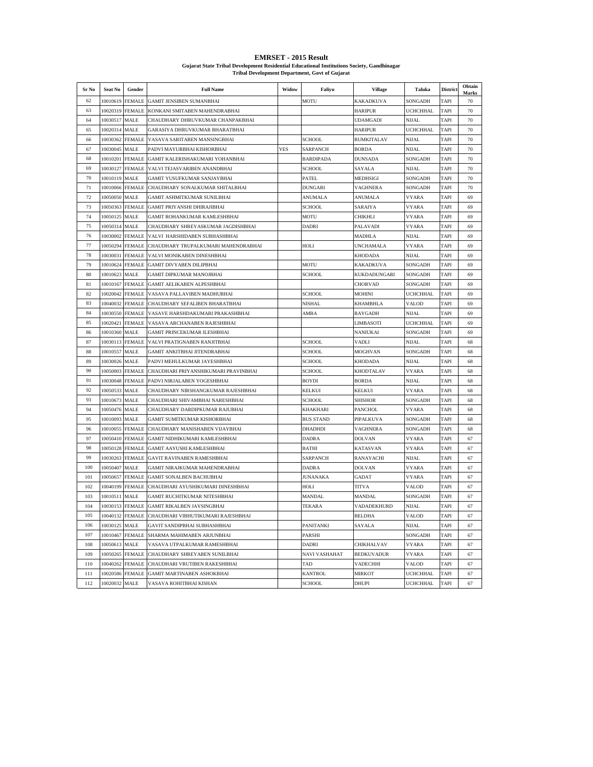# EMRSET - 2015 Result

**Gujarat State Tribal Development Residential Educational Institutions Society, Gandhinagar**

**Tribal Development Department, Govt of Gujarat**

| Sr No | Seat No | Gender | Full Name | Widow | Faliyu | Village | Taluka | District | Obtain Marks |
|---|---|---|---|---|---|---|---|---|---|
| 62 | 10010619 | FEMALE | GAMIT JENSIBEN SUMANBHAI | | MOTU | KAKADKUVA | SONGADH | TAPI | 70 |
| 63 | 10020319 | FEMALE | KONKANI SMITABEN MAHENDRABHAI | | | HARIPUR | UCHCHHAL | TAPI | 70 |
| 64 | 10030517 | MALE | CHAUDHARY DHRUVKUMAR CHANPAKBHAI | | | UDAMGADI | NIJAL | TAPI | 70 |
| 65 | 10020314 | MALE | GARASIYA DHRUVKUMAR BHARATBHAI | | | HARIPUR | UCHCHHAL | TAPI | 70 |
| 66 | 10030362 | FEMALE | VASAVA SARITABEN MANSINGBHAI | | SCHOOL | RUMKITALAV | NIJAL | TAPI | 70 |
| 67 | 10030045 | MALE | PADVI MAYURBHAI KISHORBHAI | YES | SARPANCH | BORDA | NIJAL | TAPI | 70 |
| 68 | 10010201 | FEMALE | GAMIT KALERISHAKUMARI YOHANBHAI | | BARDIPADA | DUNSADA | SONGADH | TAPI | 70 |
| 69 | 10030127 | FEMALE | VALVI TEJASVARIBEN ANANDBHAI | | SCHOOL | SAYALA | NIJAL | TAPI | 70 |
| 70 | 10010119 | MALE | GAMIT YUSUFKUMAR SANJAYBHAI | | PATEL | MEDHSIGI | SONGADH | TAPI | 70 |
| 71 | 10010066 | FEMALE | CHAUDHARY SONALKUMAR SHITALBHAI | | DUNGARI | VAGHNERA | SONGADH | TAPI | 70 |
| 72 | 10050050 | MALE | GAMIT ASHMITKUMAR SUNILBHAI | | ANUMALA | ANUMALA | VYARA | TAPI | 69 |
| 73 | 10050363 | FEMALE | GAMIT PRIYANSHI DHIRAJIBHAI | | SCHOOL | SARAIYA | VYARA | TAPI | 69 |
| 74 | 10050125 | MALE | GAMIT ROHANKUMAR KAMLESHBHAI | | MOTU | CHIKHLI | VYARA | TAPI | 69 |
| 75 | 10050314 | MALE | CHAUDHARY SHREYASKUMAR JAGDISHBHAI | | DADRI | PALAVADI | VYARA | TAPI | 69 |
| 76 | 10030002 | FEMALE | VALVI HARSHIDABEN SUBHASHBHAI | | | MADHLA | NIJAL | TAPI | 69 |
| 77 | 10050294 | FEMALE | CHAUDHARY TRUPALKUMARI MAHENDRABHAI | | HOLI | UNCHAMALA | VYARA | TAPI | 69 |
| 78 | 10030031 | FEMALE | VALVI MONIKABEN DINESHBHAI | | | KHODADA | NIJAL | TAPI | 69 |
| 79 | 10010624 | FEMALE | GAMIT DIVYABEN DILIPBHAI | | MOTU | KAKADKUVA | SONGADH | TAPI | 69 |
| 80 | 10010623 | MALE | GAMIT DIPKUMAR MANOJBHAI | | SCHOOL | KUKDADUNGARI | SONGADH | TAPI | 69 |
| 81 | 10010167 | FEMALE | GAMIT AELIKABEN ALPESHBHAI | | | CHORVAD | SONGADH | TAPI | 69 |
| 82 | 10020042 | FEMALE | VASAVA PALLAVIBEN MADHUBHAI | | SCHOOL | MOHINI | UCHCHHAL | TAPI | 69 |
| 83 | 10040032 | FEMALE | CHAUDHARY SEFALIBEN BHARATBHAI | | NISHAL | KHAMBHLA | VALOD | TAPI | 69 |
| 84 | 10030550 | FEMALE | VASAVE HARSHDAKUMARI PRAKASHBHAI | | AMBA | RAYGADH | NIJAL | TAPI | 69 |
| 85 | 10020421 | FEMALE | VASAVA ARCHANABEN RAJESHBHAI | | | LIMBASOTI | UCHCHHAL | TAPI | 69 |
| 86 | 10010360 | MALE | GAMIT PRINCEKUMAR ILESHBHAI | | | NANIUKAI | SONGADH | TAPI | 69 |
| 87 | 10030113 | FEMALE | VALVI PRATIGNABEN RANJITBHAI | | SCHOOL | VADLI | NIJAL | TAPI | 68 |
| 88 | 10010557 | MALE | GAMIT ANKITBHAI JITENDRABHAI | | SCHOOL | MOGHVAN | SONGADH | TAPI | 68 |
| 89 | 10030026 | MALE | PADVI MEHULKUMAR JAYESHBHAI | | SCHOOL | KHODADA | NIJAL | TAPI | 68 |
| 90 | 10050003 | FEMALE | CHAUDHARI PRIYANSHIKUMARI PRAVINBHAI | | SCHOOL | KHODTALAV | VYARA | TAPI | 68 |
| 91 | 10030048 | FEMALE | PADVI NIRJALABEN YOGESHBHAI | | BOYDI | BORDA | NIJAL | TAPI | 68 |
| 92 | 10050533 | MALE | CHAUDHARY NIRSHANGKUMAR RAJESHBHAI | | KELKUI | KELKUI | VYARA | TAPI | 68 |
| 93 | 10010673 | MALE | CHAUDHARI SHIVAMBHAI NARESHBHAI | | SCHOOL | SHISHOR | SONGADH | TAPI | 68 |
| 94 | 10050476 | MALE | CHAUDHARY DARDIPKUMAR RAJUBHAI | | KHAKHARI | PANCHOL | VYARA | TAPI | 68 |
| 95 | 10010093 | MALE | GAMIT SUMITKUMAR KISHORBHAI | | BUS STAND | PIPALKUVA | SONGADH | TAPI | 68 |
| 96 | 10010055 | FEMALE | CHAUDHARY MANISHABEN VIJAYBHAI | | DHADHDI | VAGHNERA | SONGADH | TAPI | 68 |
| 97 | 10050410 | FEMALE | GAMIT NIDHIKUMARI KAMLESHBHAI | | DADRA | DOLVAN | VYARA | TAPI | 67 |
| 98 | 10050128 | FEMALE | GAMIT AAYUSHI KAMLESHBHAI | | BATHI | KATASVAN | VYARA | TAPI | 67 |
| 99 | 10030263 | FEMALE | GAVIT RAVINABEN RAMESHBHAI | | SARPANCH | RANAYACHI | NIJAL | TAPI | 67 |
| 100 | 10050407 | MALE | GAMIT NIRAJKUMAR MAHENDRABHAI | | DADRA | DOLVAN | VYARA | TAPI | 67 |
| 101 | 10050657 | FEMALE | GAMIT SONALBEN BACHUBHAI | | JUNANAKA | GADAT | VYARA | TAPI | 67 |
| 102 | 10040199 | FEMALE | CHAUDHARI AYUSHIKUMARI DINESHBHAI | | HOLI | TITVA | VALOD | TAPI | 67 |
| 103 | 10010511 | MALE | GAMIT RUCHITKUMAR NITESHBHAI | | MANDAL | MANDAL | SONGADH | TAPI | 67 |
| 104 | 10030153 | FEMALE | GAMIT RIKALBEN JAYSINGBHAI | | TEKARA | VADADEKHURD | NIJAL | TAPI | 67 |
| 105 | 10040132 | FEMALE | CHAUDHARI VIBHUTIKUMARI RAJESHBHAI | | | BELDHA | VALOD | TAPI | 67 |
| 106 | 10030125 | MALE | GAVIT SANDIPBHAI SUBHASHBHAI | | PANITANKI | SAYALA | NIJAL | TAPI | 67 |
| 107 | 10010467 | FEMALE | SHARMA MAHIMABEN ARJUNBHAI | | PARSHI | | SONGADH | TAPI | 67 |
| 108 | 10050613 | MALE | VASAVA UTPALKUMAR RAMESHBHAI | | DADRI | CHIKHALVAV | VYARA | TAPI | 67 |
| 109 | 10050265 | FEMALE | CHAUDHARY SHREYABEN SUNILBHAI | | NAVI VASHAHAT | BEDKUVADUR | VYARA | TAPI | 67 |
| 110 | 10040262 | FEMALE | CHAUDHARI VRUTIBEN RAKESHBHAI | | TAD | VADECHHI | VALOD | TAPI | 67 |
| 111 | 10020586 | FEMALE | GAMIT MARTINABEN ASHOKBHAI | | KANTROL | MIRKOT | UCHCHHAL | TAPI | 67 |
| 112 | 10020032 | MALE | VASAVA ROHITBHAI KISHAN | | SCHOOL | DHUPI | UCHCHHAL | TAPI | 67 |